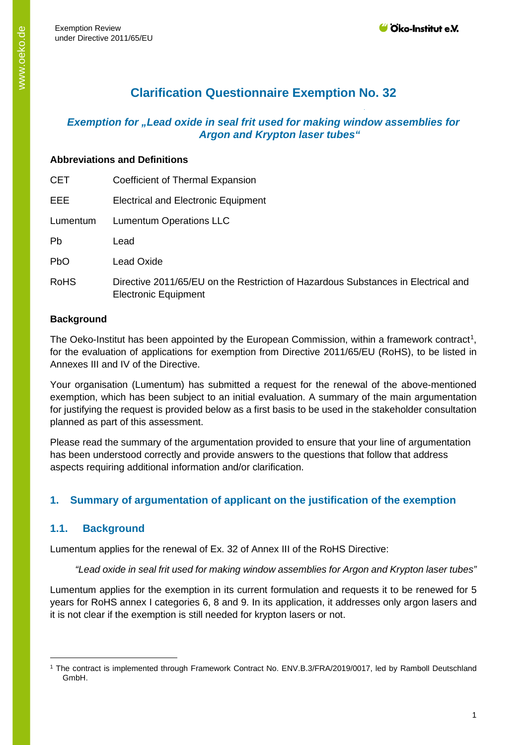# Clarification Questionnaire Exemption No. 32

## *Exemption for „Lead oxide in seal frit used for making window assemblies for Argon and Krypton laser tubes“*

**Abbreviations and Definitions**

| | |
|---|---|
| CET | Coefficient of Thermal Expansion |
| EEE | Electrical and Electronic Equipment |
| Lumentum | Lumentum Operations LLC |
| Pb | Lead |
| PbO | Lead Oxide |
| RoHS | Directive 2011/65/EU on the Restriction of Hazardous Substances in Electrical and Electronic Equipment |

**Background**

The Oeko-Institut has been appointed by the European Commission, within a framework contract[1], for the evaluation of applications for exemption from Directive 2011/65/EU (RoHS), to be listed in Annexes III and IV of the Directive.

Your organisation (Lumentum) has submitted a request for the renewal of the above-mentioned exemption, which has been subject to an initial evaluation. A summary of the main argumentation for justifying the request is provided below as a first basis to be used in the stakeholder consultation planned as part of this assessment.

Please read the summary of the argumentation provided to ensure that your line of argumentation has been understood correctly and provide answers to the questions that follow that address aspects requiring additional information and/or clarification.

## 1. Summary of argumentation of applicant on the justification of the exemption

### 1.1. Background

Lumentum applies for the renewal of Ex. 32 of Annex III of the RoHS Directive:

> *"Lead oxide in seal frit used for making window assemblies for Argon and Krypton laser tubes"*

Lumentum applies for the exemption in its current formulation and requests it to be renewed for 5 years for RoHS annex I categories 6, 8 and 9. In its application, it addresses only argon lasers and it is not clear if the exemption is still needed for krypton lasers or not.

---

[1] The contract is implemented through Framework Contract No. ENV.B.3/FRA/2019/0017, led by Ramboll Deutschland GmbH.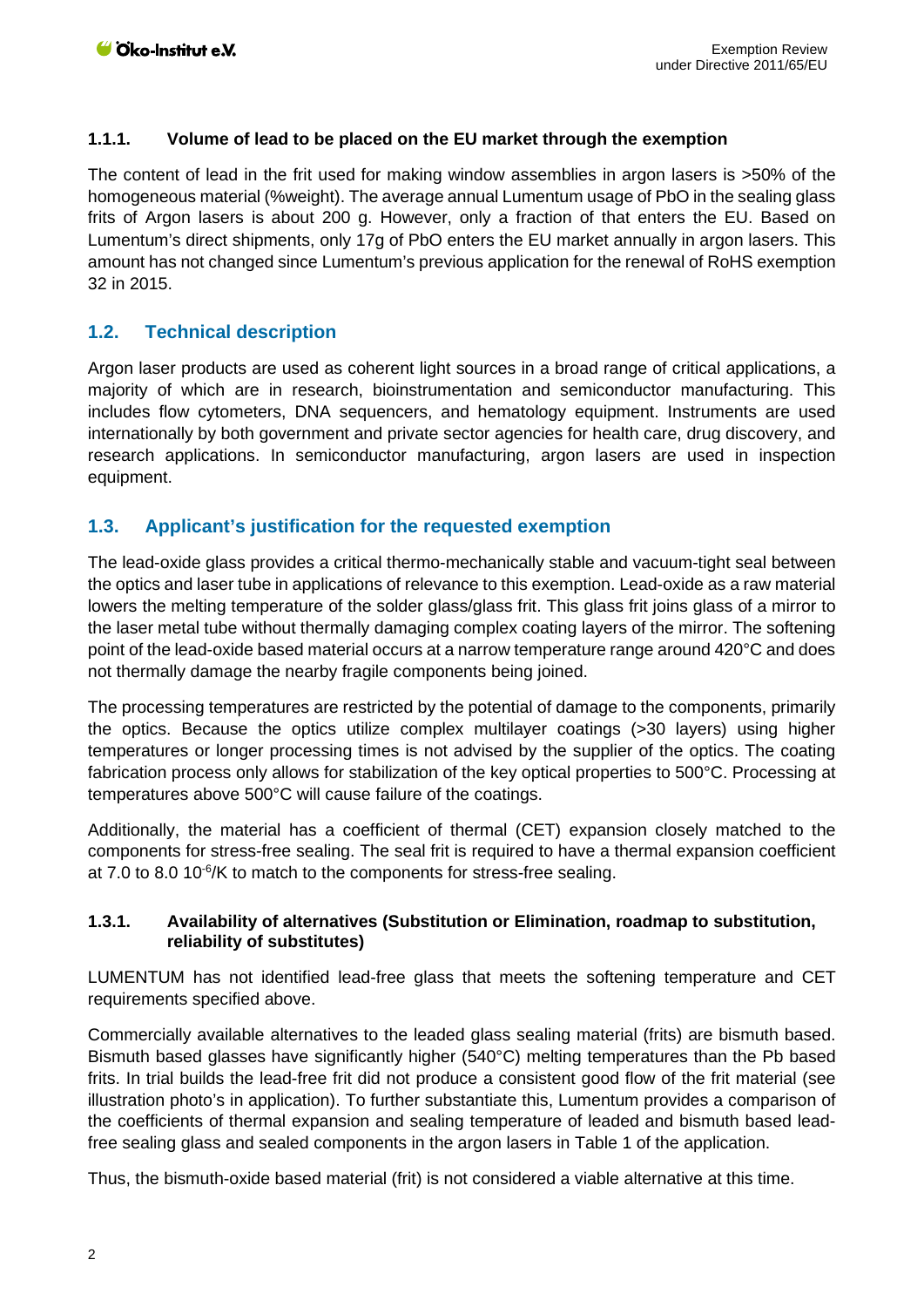### 1.1.1. Volume of lead to be placed on the EU market through the exemption

The content of lead in the frit used for making window assemblies in argon lasers is >50% of the homogeneous material (%weight). The average annual Lumentum usage of PbO in the sealing glass frits of Argon lasers is about 200 g. However, only a fraction of that enters the EU. Based on Lumentum's direct shipments, only 17g of PbO enters the EU market annually in argon lasers. This amount has not changed since Lumentum's previous application for the renewal of RoHS exemption 32 in 2015.

## 1.2. Technical description

Argon laser products are used as coherent light sources in a broad range of critical applications, a majority of which are in research, bioinstrumentation and semiconductor manufacturing. This includes flow cytometers, DNA sequencers, and hematology equipment. Instruments are used internationally by both government and private sector agencies for health care, drug discovery, and research applications. In semiconductor manufacturing, argon lasers are used in inspection equipment.

## 1.3. Applicant's justification for the requested exemption

The lead-oxide glass provides a critical thermo-mechanically stable and vacuum-tight seal between the optics and laser tube in applications of relevance to this exemption. Lead-oxide as a raw material lowers the melting temperature of the solder glass/glass frit. This glass frit joins glass of a mirror to the laser metal tube without thermally damaging complex coating layers of the mirror. The softening point of the lead-oxide based material occurs at a narrow temperature range around 420°C and does not thermally damage the nearby fragile components being joined.

The processing temperatures are restricted by the potential of damage to the components, primarily the optics. Because the optics utilize complex multilayer coatings (>30 layers) using higher temperatures or longer processing times is not advised by the supplier of the optics. The coating fabrication process only allows for stabilization of the key optical properties to 500°C. Processing at temperatures above 500°C will cause failure of the coatings.

Additionally, the material has a coefficient of thermal (CET) expansion closely matched to the components for stress-free sealing. The seal frit is required to have a thermal expansion coefficient at 7.0 to 8.0 $10^{-6}$/K to match to the components for stress-free sealing.

### 1.3.1. Availability of alternatives (Substitution or Elimination, roadmap to substitution, reliability of substitutes)

LUMENTUM has not identified lead-free glass that meets the softening temperature and CET requirements specified above.

Commercially available alternatives to the leaded glass sealing material (frits) are bismuth based. Bismuth based glasses have significantly higher (540°C) melting temperatures than the Pb based frits. In trial builds the lead-free frit did not produce a consistent good flow of the frit material (see illustration photo's in application). To further substantiate this, Lumentum provides a comparison of the coefficients of thermal expansion and sealing temperature of leaded and bismuth based lead-free sealing glass and sealed components in the argon lasers in Table 1 of the application.

Thus, the bismuth-oxide based material (frit) is not considered a viable alternative at this time.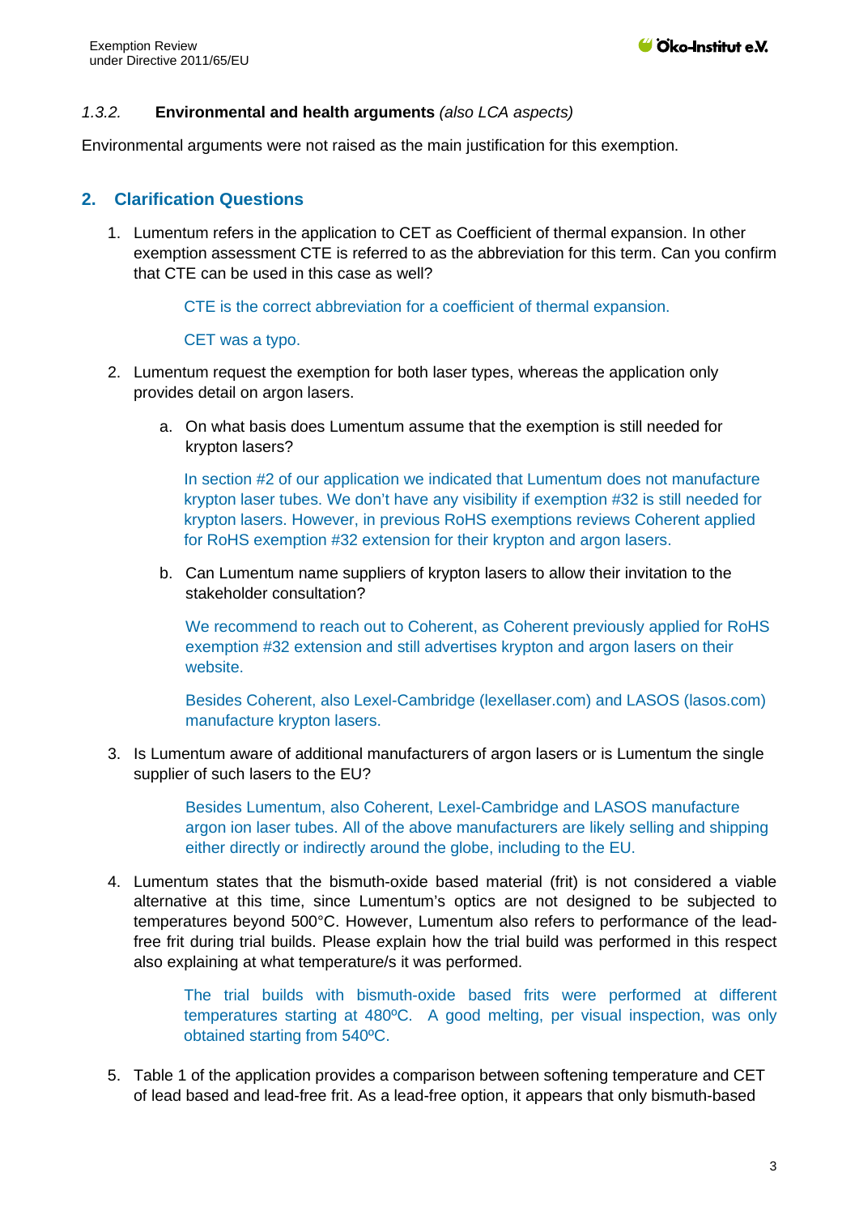### 1.3.2. Environmental and health arguments *(also LCA aspects)*

Environmental arguments were not raised as the main justification for this exemption.

## 2. Clarification Questions

1. Lumentum refers in the application to CET as Coefficient of thermal expansion. In other exemption assessment CTE is referred to as the abbreviation for this term. Can you confirm that CTE can be used in this case as well?

   CTE is the correct abbreviation for a coefficient of thermal expansion.

   CET was a typo.

2. Lumentum request the exemption for both laser types, whereas the application only provides detail on argon lasers.

   a. On what basis does Lumentum assume that the exemption is still needed for krypton lasers?

      In section #2 of our application we indicated that Lumentum does not manufacture krypton laser tubes. We don't have any visibility if exemption #32 is still needed for krypton lasers. However, in previous RoHS exemptions reviews Coherent applied for RoHS exemption #32 extension for their krypton and argon lasers.

   b. Can Lumentum name suppliers of krypton lasers to allow their invitation to the stakeholder consultation?

      We recommend to reach out to Coherent, as Coherent previously applied for RoHS exemption #32 extension and still advertises krypton and argon lasers on their website.

      Besides Coherent, also Lexel-Cambridge (lexellaser.com) and LASOS (lasos.com) manufacture krypton lasers.

3. Is Lumentum aware of additional manufacturers of argon lasers or is Lumentum the single supplier of such lasers to the EU?

   Besides Lumentum, also Coherent, Lexel-Cambridge and LASOS manufacture argon ion laser tubes. All of the above manufacturers are likely selling and shipping either directly or indirectly around the globe, including to the EU.

4. Lumentum states that the bismuth-oxide based material (frit) is not considered a viable alternative at this time, since Lumentum's optics are not designed to be subjected to temperatures beyond 500°C. However, Lumentum also refers to performance of the lead-free frit during trial builds. Please explain how the trial build was performed in this respect also explaining at what temperature/s it was performed.

   The trial builds with bismuth-oxide based frits were performed at different temperatures starting at 480ºC. A good melting, per visual inspection, was only obtained starting from 540ºC.

5. Table 1 of the application provides a comparison between softening temperature and CET of lead based and lead-free frit. As a lead-free option, it appears that only bismuth-based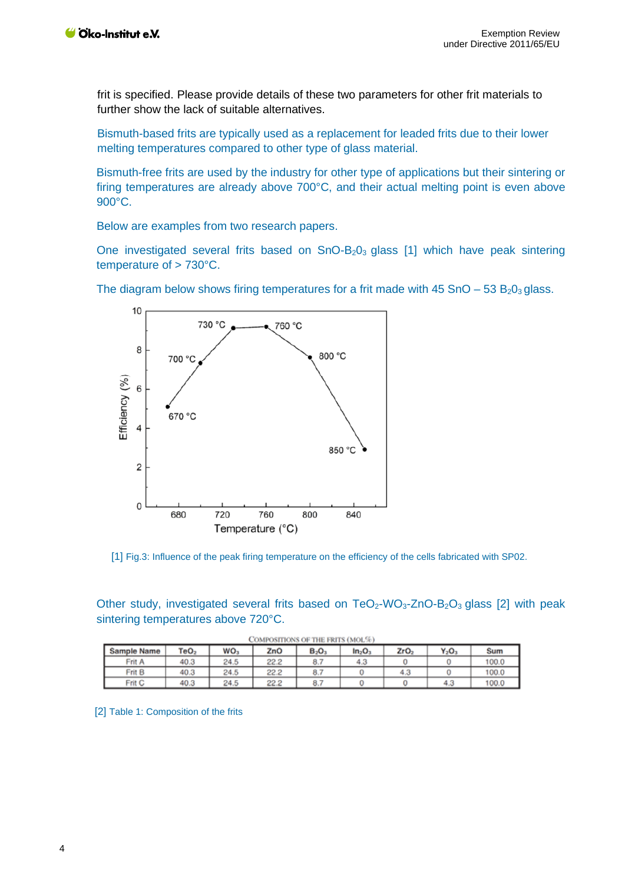frit is specified. Please provide details of these two parameters for other frit materials to further show the lack of suitable alternatives.

Bismuth-based frits are typically used as a replacement for leaded frits due to their lower melting temperatures compared to other type of glass material.

Bismuth-free frits are used by the industry for other type of applications but their sintering or firing temperatures are already above 700°C, and their actual melting point is even above 900°C.

Below are examples from two research papers.

One investigated several frits based on $SnO$-$B_2O_3$ glass [1] which have peak sintering temperature of > 730°C.

The diagram below shows firing temperatures for a frit made with 45 SnO – 53 $B_2O_3$ glass.

10
8
6
4
2
0
Efficiency (%)
730 °C
760 °C
700 °C
800 °C
670 °C
850 °C
680
720
760
800
840
Temperature (°C)

[1] Fig.3: Influence of the peak firing temperature on the efficiency of the cells fabricated with SP02.

Other study, investigated several frits based on $TeO_2$-$WO_3$-$ZnO$-$B_2O_3$ glass [2] with peak sintering temperatures above 720°C.

COMPOSITIONS OF THE FRITS (MOL%)

| Sample Name | $TeO_2$ | $WO_3$ | ZnO | $B_2O_3$ | $In_2O_3$ | $ZrO_2$ | $Y_2O_3$ | Sum |
|---|---|---|---|---|---|---|---|---|
| Frit A | 40.3 | 24.5 | 22.2 | 8.7 | 4.3 | 0 | 0 | 100.0 |
| Frit B | 40.3 | 24.5 | 22.2 | 8.7 | 0 | 4.3 | 0 | 100.0 |
| Frit C | 40.3 | 24.5 | 22.2 | 8.7 | 0 | 0 | 4.3 | 100.0 |

[2] Table 1: Composition of the frits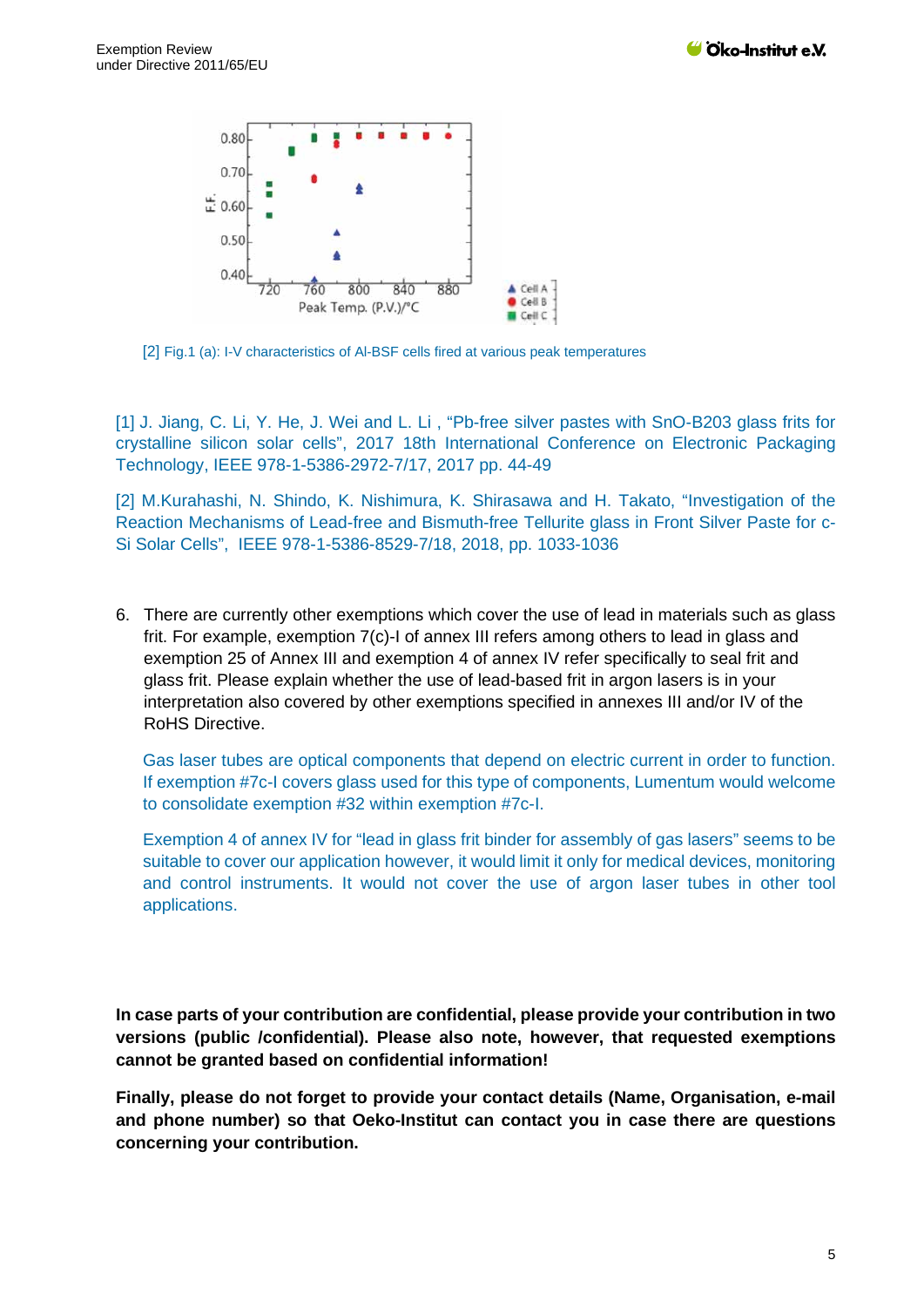0.80
0.70
0.60
0.50
0.40
F.F.
720 760 800 840 880
Peak Temp. (P.V.)/°C
Cell A
Cell B
Cell C

[2] Fig.1 (a): I-V characteristics of Al-BSF cells fired at various peak temperatures

[1] J. Jiang, C. Li, Y. He, J. Wei and L. Li , "Pb-free silver pastes with SnO-B203 glass frits for crystalline silicon solar cells", 2017 18th International Conference on Electronic Packaging Technology, IEEE 978-1-5386-2972-7/17, 2017 pp. 44-49

[2] M.Kurahashi, N. Shindo, K. Nishimura, K. Shirasawa and H. Takato, "Investigation of the Reaction Mechanisms of Lead-free and Bismuth-free Tellurite glass in Front Silver Paste for c-Si Solar Cells", IEEE 978-1-5386-8529-7/18, 2018, pp. 1033-1036

6. There are currently other exemptions which cover the use of lead in materials such as glass frit. For example, exemption 7(c)-I of annex III refers among others to lead in glass and exemption 25 of Annex III and exemption 4 of annex IV refer specifically to seal frit and glass frit. Please explain whether the use of lead-based frit in argon lasers is in your interpretation also covered by other exemptions specified in annexes III and/or IV of the RoHS Directive.

   Gas laser tubes are optical components that depend on electric current in order to function. If exemption #7c-I covers glass used for this type of components, Lumentum would welcome to consolidate exemption #32 within exemption #7c-I.

   Exemption 4 of annex IV for "lead in glass frit binder for assembly of gas lasers" seems to be suitable to cover our application however, it would limit it only for medical devices, monitoring and control instruments. It would not cover the use of argon laser tubes in other tool applications.

**In case parts of your contribution are confidential, please provide your contribution in two versions (public /confidential). Please also note, however, that requested exemptions cannot be granted based on confidential information!**

**Finally, please do not forget to provide your contact details (Name, Organisation, e-mail and phone number) so that Oeko-Institut can contact you in case there are questions concerning your contribution.**